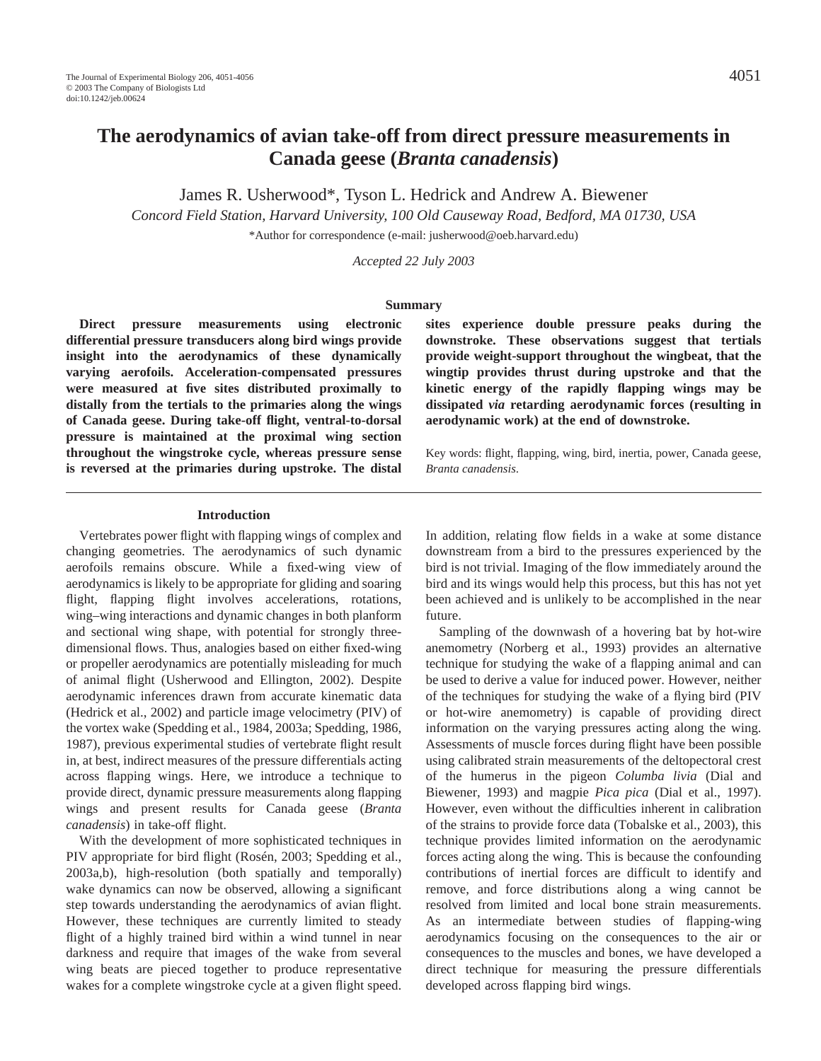# The aerodynamics of avian take-off from direct pressure measurements in Canada geese (*Branta canadensis*)

James R. Usherwood*, Tyson L. Hedrick and Andrew A. Biewener

*Concord Field Station, Harvard University, 100 Old Causeway Road, Bedford, MA 01730, USA*

*Author for correspondence (e-mail: jusherwood@oeb.harvard.edu)

*Accepted 22 July 2003*

## Summary

**Direct pressure measurements using electronic differential pressure transducers along bird wings provide insight into the aerodynamics of these dynamically varying aerofoils. Acceleration-compensated pressures were measured at five sites distributed proximally to distally from the tertials to the primaries along the wings of Canada geese. During take-off flight, ventral-to-dorsal pressure is maintained at the proximal wing section throughout the wingstroke cycle, whereas pressure sense is reversed at the primaries during upstroke. The distal sites experience double pressure peaks during the downstroke. These observations suggest that tertials provide weight-support throughout the wingbeat, that the wingtip provides thrust during upstroke and that the kinetic energy of the rapidly flapping wings may be dissipated *via* retarding aerodynamic forces (resulting in aerodynamic work) at the end of downstroke.**

Key words: flight, flapping, wing, bird, inertia, power, Canada geese, *Branta canadensis*.

## Introduction

Vertebrates power flight with flapping wings of complex and changing geometries. The aerodynamics of such dynamic aerofoils remains obscure. While a fixed-wing view of aerodynamics is likely to be appropriate for gliding and soaring flight, flapping flight involves accelerations, rotations, wing–wing interactions and dynamic changes in both planform and sectional wing shape, with potential for strongly three-dimensional flows. Thus, analogies based on either fixed-wing or propeller aerodynamics are potentially misleading for much of animal flight (Usherwood and Ellington, 2002). Despite aerodynamic inferences drawn from accurate kinematic data (Hedrick et al., 2002) and particle image velocimetry (PIV) of the vortex wake (Spedding et al., 1984, 2003a; Spedding, 1986, 1987), previous experimental studies of vertebrate flight result in, at best, indirect measures of the pressure differentials acting across flapping wings. Here, we introduce a technique to provide direct, dynamic pressure measurements along flapping wings and present results for Canada geese (*Branta canadensis*) in take-off flight.

With the development of more sophisticated techniques in PIV appropriate for bird flight (Rosén, 2003; Spedding et al., 2003a,b), high-resolution (both spatially and temporally) wake dynamics can now be observed, allowing a significant step towards understanding the aerodynamics of avian flight. However, these techniques are currently limited to steady flight of a highly trained bird within a wind tunnel in near darkness and require that images of the wake from several wing beats are pieced together to produce representative wakes for a complete wingstroke cycle at a given flight speed. In addition, relating flow fields in a wake at some distance downstream from a bird to the pressures experienced by the bird is not trivial. Imaging of the flow immediately around the bird and its wings would help this process, but this has not yet been achieved and is unlikely to be accomplished in the near future.

Sampling of the downwash of a hovering bat by hot-wire anemometry (Norberg et al., 1993) provides an alternative technique for studying the wake of a flapping animal and can be used to derive a value for induced power. However, neither of the techniques for studying the wake of a flying bird (PIV or hot-wire anemometry) is capable of providing direct information on the varying pressures acting along the wing. Assessments of muscle forces during flight have been possible using calibrated strain measurements of the deltopectoral crest of the humerus in the pigeon *Columba livia* (Dial and Biewener, 1993) and magpie *Pica pica* (Dial et al., 1997). However, even without the difficulties inherent in calibration of the strains to provide force data (Tobalske et al., 2003), this technique provides limited information on the aerodynamic forces acting along the wing. This is because the confounding contributions of inertial forces are difficult to identify and remove, and force distributions along a wing cannot be resolved from limited and local bone strain measurements. As an intermediate between studies of flapping-wing aerodynamics focusing on the consequences to the air or consequences to the muscles and bones, we have developed a direct technique for measuring the pressure differentials developed across flapping bird wings.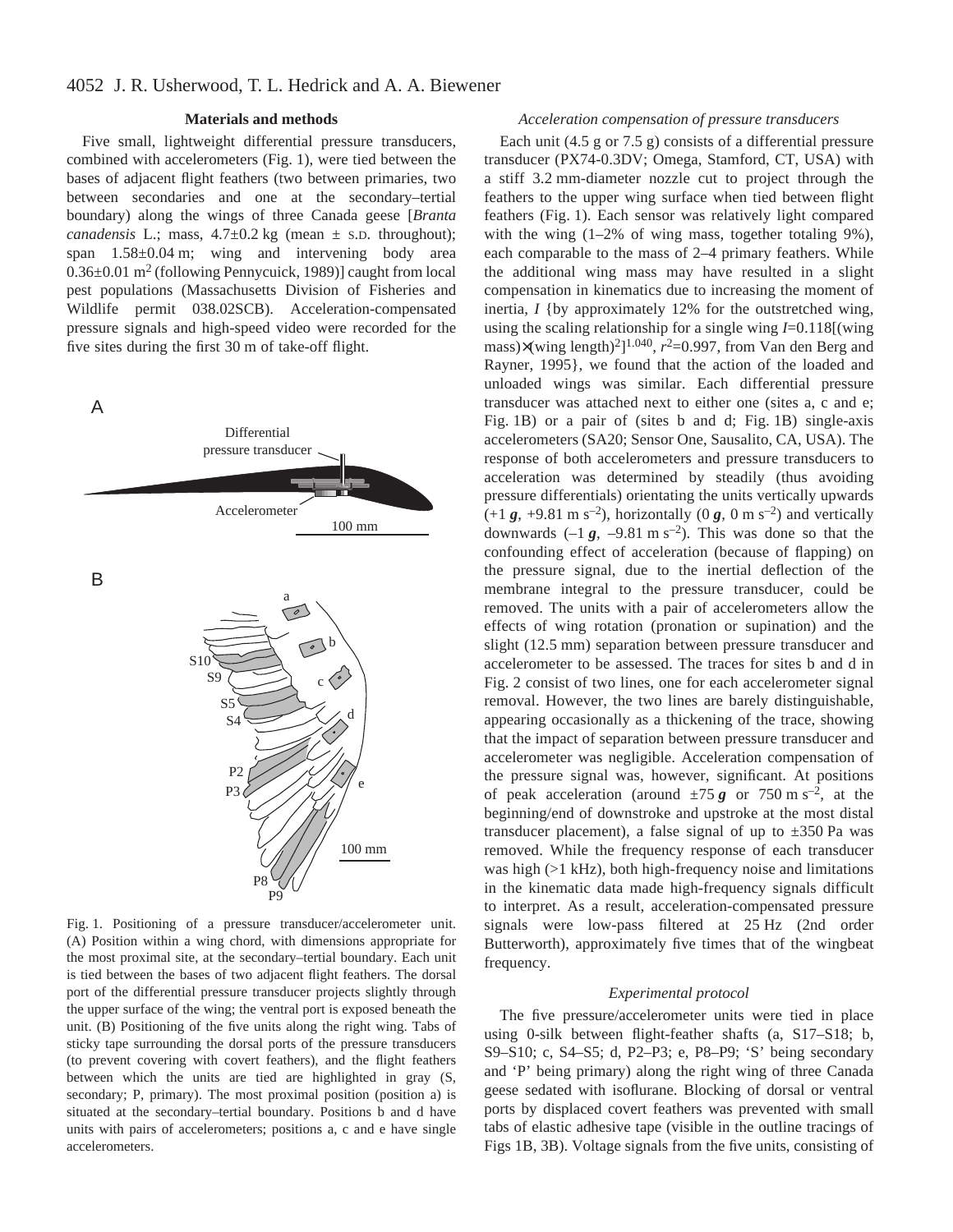### Materials and methods

Five small, lightweight differential pressure transducers, combined with accelerometers (Fig. 1), were tied between the bases of adjacent flight feathers (two between primaries, two between secondaries and one at the secondary–tertial boundary) along the wings of three Canada geese [*Branta canadensis* L.; mass, 4.7±0.2 kg (mean ± S.D. throughout); span 1.58±0.04 m; wing and intervening body area 0.36±0.01 $m^2$ (following Pennycuick, 1989)] caught from local pest populations (Massachusetts Division of Fisheries and Wildlife permit 038.02SCB). Acceleration-compensated pressure signals and high-speed video were recorded for the five sites during the first 30 m of take-off flight.

Fig. 1. Positioning of a pressure transducer/accelerometer unit. (A) Position within a wing chord, with dimensions appropriate for the most proximal site, at the secondary–tertial boundary. Each unit is tied between the bases of two adjacent flight feathers. The dorsal port of the differential pressure transducer projects slightly through the upper surface of the wing; the ventral port is exposed beneath the unit. (B) Positioning of the five units along the right wing. Tabs of sticky tape surrounding the dorsal ports of the pressure transducers (to prevent covering with covert feathers), and the flight feathers between which the units are tied are highlighted in gray (S, secondary; P, primary). The most proximal position (position a) is situated at the secondary–tertial boundary. Positions b and d have units with pairs of accelerometers; positions a, c and e have single accelerometers.

#### *Acceleration compensation of pressure transducers*

Each unit (4.5 g or 7.5 g) consists of a differential pressure transducer (PX74-0.3DV; Omega, Stamford, CT, USA) with a stiff 3.2 mm-diameter nozzle cut to project through the feathers to the upper wing surface when tied between flight feathers (Fig. 1). Each sensor was relatively light compared with the wing (1–2% of wing mass, together totaling 9%), each comparable to the mass of 2–4 primary feathers. While the additional wing mass may have resulted in a slight compensation in kinematics due to increasing the moment of inertia, $I$ {by approximately 12% for the outstretched wing, using the scaling relationship for a single wing $I=0.118[(\text{wing mass})\times(\text{wing length})^2]^{1.040}$, $r^2=0.997$, from Van den Berg and Rayner, 1995}, we found that the action of the loaded and unloaded wings was similar. Each differential pressure transducer was attached next to either one (sites a, c and e; Fig. 1B) or a pair of (sites b and d; Fig. 1B) single-axis accelerometers (SA20; Sensor One, Sausalito, CA, USA). The response of both accelerometers and pressure transducers to acceleration was determined by steadily (thus avoiding pressure differentials) orientating the units vertically upwards (+1 $\boldsymbol{g}$, +9.81 m $s^{-2}$), horizontally (0 $\boldsymbol{g}$, 0 m $s^{-2}$) and vertically downwards (–1 $\boldsymbol{g}$, –9.81 m $s^{-2}$). This was done so that the confounding effect of acceleration (because of flapping) on the pressure signal, due to the inertial deflection of the membrane integral to the pressure transducer, could be removed. The units with a pair of accelerometers allow the effects of wing rotation (pronation or supination) and the slight (12.5 mm) separation between pressure transducer and accelerometer to be assessed. The traces for sites b and d in Fig. 2 consist of two lines, one for each accelerometer signal removal. However, the two lines are barely distinguishable, appearing occasionally as a thickening of the trace, showing that the impact of separation between pressure transducer and accelerometer was negligible. Acceleration compensation of the pressure signal was, however, significant. At positions of peak acceleration (around ±75 $\boldsymbol{g}$ or 750 m $s^{-2}$, at the beginning/end of downstroke and upstroke at the most distal transducer placement), a false signal of up to ±350 Pa was removed. While the frequency response of each transducer was high (>1 kHz), both high-frequency noise and limitations in the kinematic data made high-frequency signals difficult to interpret. As a result, acceleration-compensated pressure signals were low-pass filtered at 25 Hz (2nd order Butterworth), approximately five times that of the wingbeat frequency.

#### *Experimental protocol*

The five pressure/accelerometer units were tied in place using 0-silk between flight-feather shafts (a, S17–S18; b, S9–S10; c, S4–S5; d, P2–P3; e, P8–P9; 'S' being secondary and 'P' being primary) along the right wing of three Canada geese sedated with isoflurane. Blocking of dorsal or ventral ports by displaced covert feathers was prevented with small tabs of elastic adhesive tape (visible in the outline tracings of Figs 1B, 3B). Voltage signals from the five units, consisting of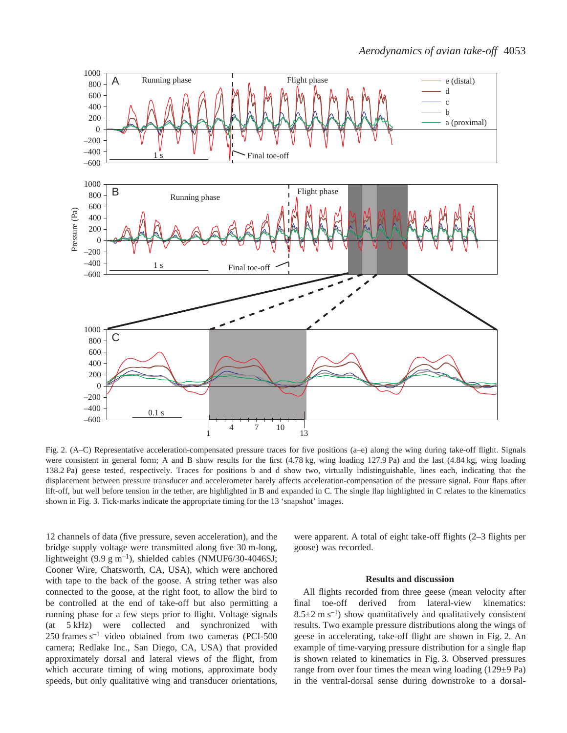Fig. 2. (A–C) Representative acceleration-compensated pressure traces for five positions (a–e) along the wing during take-off flight. Signals were consistent in general form; A and B show results for the first (4.78 kg, wing loading 127.9 Pa) and the last (4.84 kg, wing loading 138.2 Pa) geese tested, respectively. Traces for positions b and d show two, virtually indistinguishable, lines each, indicating that the displacement between pressure transducer and accelerometer barely affects acceleration-compensation of the pressure signal. Four flaps after lift-off, but well before tension in the tether, are highlighted in B and expanded in C. The single flap highlighted in C relates to the kinematics shown in Fig. 3. Tick-marks indicate the appropriate timing for the 13 'snapshot' images.

12 channels of data (five pressure, seven acceleration), and the bridge supply voltage were transmitted along five 30 m-long, lightweight (9.9 g $m^{-1}$), shielded cables (NMUF6/30-4046SJ; Cooner Wire, Chatsworth, CA, USA), which were anchored with tape to the back of the goose. A string tether was also connected to the goose, at the right foot, to allow the bird to be controlled at the end of take-off but also permitting a running phase for a few steps prior to flight. Voltage signals (at 5 kHz) were collected and synchronized with 250 frames $s^{-1}$ video obtained from two cameras (PCI-500 camera; Redlake Inc., San Diego, CA, USA) that provided approximately dorsal and lateral views of the flight, from which accurate timing of wing motions, approximate body speeds, but only qualitative wing and transducer orientations, were apparent. A total of eight take-off flights (2–3 flights per goose) was recorded.

## Results and discussion

All flights recorded from three geese (mean velocity after final toe-off derived from lateral-view kinematics: 8.5±2 m $s^{-1}$) show quantitatively and qualitatively consistent results. Two example pressure distributions along the wings of geese in accelerating, take-off flight are shown in Fig. 2. An example of time-varying pressure distribution for a single flap is shown related to kinematics in Fig. 3. Observed pressures range from over four times the mean wing loading (129±9 Pa) in the ventral-dorsal sense during downstroke to a dorsal-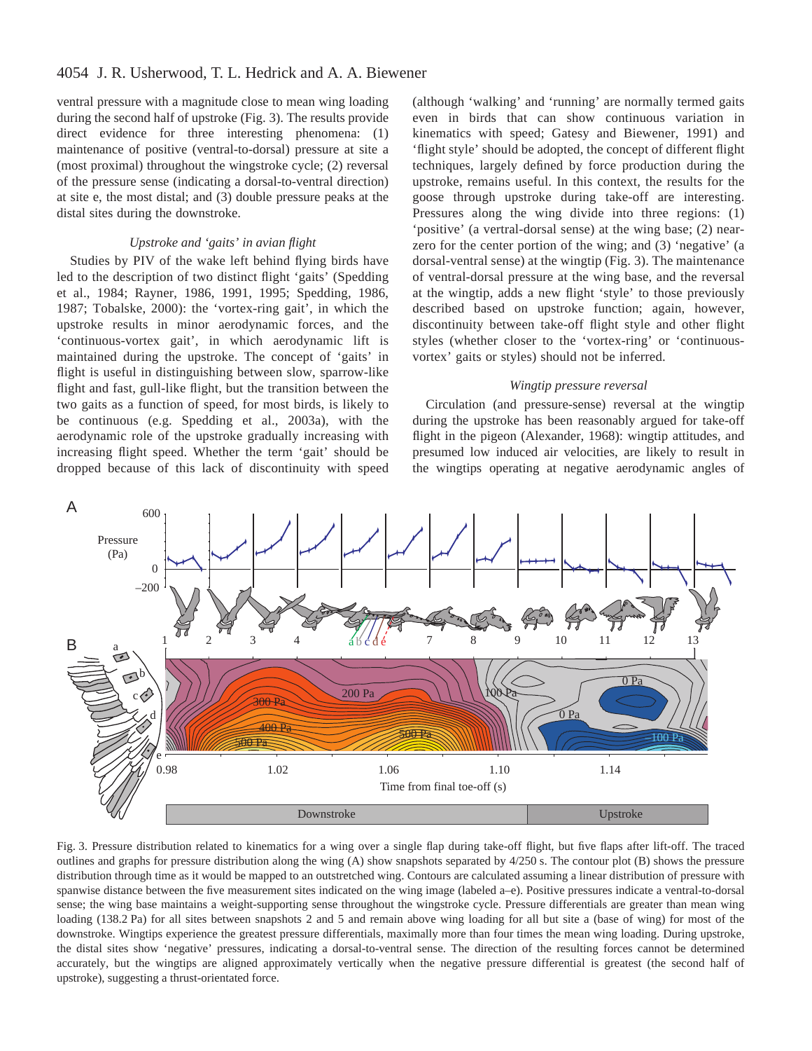ventral pressure with a magnitude close to mean wing loading during the second half of upstroke (Fig. 3). The results provide direct evidence for three interesting phenomena: (1) maintenance of positive (ventral-to-dorsal) pressure at site a (most proximal) throughout the wingstroke cycle; (2) reversal of the pressure sense (indicating a dorsal-to-ventral direction) at site e, the most distal; and (3) double pressure peaks at the distal sites during the downstroke.

### *Upstroke and 'gaits' in avian flight*

Studies by PIV of the wake left behind flying birds have led to the description of two distinct flight 'gaits' (Spedding et al., 1984; Rayner, 1986, 1991, 1995; Spedding, 1986, 1987; Tobalske, 2000): the 'vortex-ring gait', in which the upstroke results in minor aerodynamic forces, and the 'continuous-vortex gait', in which aerodynamic lift is maintained during the upstroke. The concept of 'gaits' in flight is useful in distinguishing between slow, sparrow-like flight and fast, gull-like flight, but the transition between the two gaits as a function of speed, for most birds, is likely to be continuous (e.g. Spedding et al., 2003a), with the aerodynamic role of the upstroke gradually increasing with increasing flight speed. Whether the term 'gait' should be dropped because of this lack of discontinuity with speed (although 'walking' and 'running' are normally termed gaits even in birds that can show continuous variation in kinematics with speed; Gatesy and Biewener, 1991) and 'flight style' should be adopted, the concept of different flight techniques, largely defined by force production during the upstroke, remains useful. In this context, the results for the goose through upstroke during take-off are interesting. Pressures along the wing divide into three regions: (1) 'positive' (a vertral-dorsal sense) at the wing base; (2) near-zero for the center portion of the wing; and (3) 'negative' (a dorsal-ventral sense) at the wingtip (Fig. 3). The maintenance of ventral-dorsal pressure at the wing base, and the reversal at the wingtip, adds a new flight 'style' to those previously described based on upstroke function; again, however, discontinuity between take-off flight style and other flight styles (whether closer to the 'vortex-ring' or 'continuous-vortex' gaits or styles) should not be inferred.

### *Wingtip pressure reversal*

Circulation (and pressure-sense) reversal at the wingtip during the upstroke has been reasonably argued for take-off flight in the pigeon (Alexander, 1968): wingtip attitudes, and presumed low induced air velocities, are likely to result in the wingtips operating at negative aerodynamic angles of

Fig. 3. Pressure distribution related to kinematics for a wing over a single flap during take-off flight, but five flaps after lift-off. The traced outlines and graphs for pressure distribution along the wing (A) show snapshots separated by 4/250 s. The contour plot (B) shows the pressure distribution through time as it would be mapped to an outstretched wing. Contours are calculated assuming a linear distribution of pressure with spanwise distance between the five measurement sites indicated on the wing image (labeled a–e). Positive pressures indicate a ventral-to-dorsal sense; the wing base maintains a weight-supporting sense throughout the wingstroke cycle. Pressure differentials are greater than mean wing loading (138.2 Pa) for all sites between snapshots 2 and 5 and remain above wing loading for all but site a (base of wing) for most of the downstroke. Wingtips experience the greatest pressure differentials, maximally more than four times the mean wing loading. During upstroke, the distal sites show 'negative' pressures, indicating a dorsal-to-ventral sense. The direction of the resulting forces cannot be determined accurately, but the wingtips are aligned approximately vertically when the negative pressure differential is greatest (the second half of upstroke), suggesting a thrust-orientated force.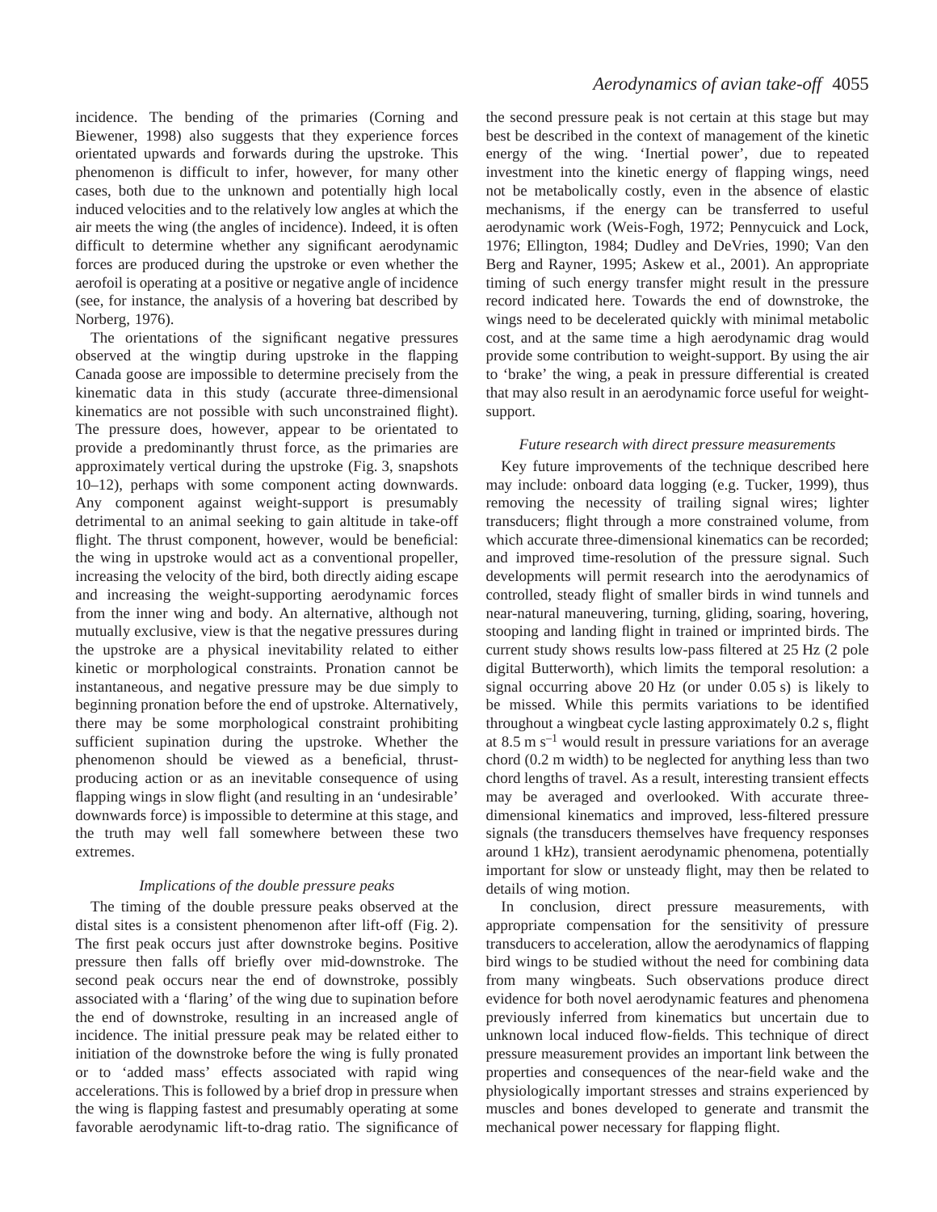incidence. The bending of the primaries (Corning and Biewener, 1998) also suggests that they experience forces orientated upwards and forwards during the upstroke. This phenomenon is difficult to infer, however, for many other cases, both due to the unknown and potentially high local induced velocities and to the relatively low angles at which the air meets the wing (the angles of incidence). Indeed, it is often difficult to determine whether any significant aerodynamic forces are produced during the upstroke or even whether the aerofoil is operating at a positive or negative angle of incidence (see, for instance, the analysis of a hovering bat described by Norberg, 1976).

The orientations of the significant negative pressures observed at the wingtip during upstroke in the flapping Canada goose are impossible to determine precisely from the kinematic data in this study (accurate three-dimensional kinematics are not possible with such unconstrained flight). The pressure does, however, appear to be orientated to provide a predominantly thrust force, as the primaries are approximately vertical during the upstroke (Fig. 3, snapshots 10–12), perhaps with some component acting downwards. Any component against weight-support is presumably detrimental to an animal seeking to gain altitude in take-off flight. The thrust component, however, would be beneficial: the wing in upstroke would act as a conventional propeller, increasing the velocity of the bird, both directly aiding escape and increasing the weight-supporting aerodynamic forces from the inner wing and body. An alternative, although not mutually exclusive, view is that the negative pressures during the upstroke are a physical inevitability related to either kinetic or morphological constraints. Pronation cannot be instantaneous, and negative pressure may be due simply to beginning pronation before the end of upstroke. Alternatively, there may be some morphological constraint prohibiting sufficient supination during the upstroke. Whether the phenomenon should be viewed as a beneficial, thrust-producing action or as an inevitable consequence of using flapping wings in slow flight (and resulting in an 'undesirable' downwards force) is impossible to determine at this stage, and the truth may well fall somewhere between these two extremes.

### *Implications of the double pressure peaks*

The timing of the double pressure peaks observed at the distal sites is a consistent phenomenon after lift-off (Fig. 2). The first peak occurs just after downstroke begins. Positive pressure then falls off briefly over mid-downstroke. The second peak occurs near the end of downstroke, possibly associated with a 'flaring' of the wing due to supination before the end of downstroke, resulting in an increased angle of incidence. The initial pressure peak may be related either to initiation of the downstroke before the wing is fully pronated or to 'added mass' effects associated with rapid wing accelerations. This is followed by a brief drop in pressure when the wing is flapping fastest and presumably operating at some favorable aerodynamic lift-to-drag ratio. The significance of the second pressure peak is not certain at this stage but may best be described in the context of management of the kinetic energy of the wing. 'Inertial power', due to repeated investment into the kinetic energy of flapping wings, need not be metabolically costly, even in the absence of elastic mechanisms, if the energy can be transferred to useful aerodynamic work (Weis-Fogh, 1972; Pennycuick and Lock, 1976; Ellington, 1984; Dudley and DeVries, 1990; Van den Berg and Rayner, 1995; Askew et al., 2001). An appropriate timing of such energy transfer might result in the pressure record indicated here. Towards the end of downstroke, the wings need to be decelerated quickly with minimal metabolic cost, and at the same time a high aerodynamic drag would provide some contribution to weight-support. By using the air to 'brake' the wing, a peak in pressure differential is created that may also result in an aerodynamic force useful for weight-support.

### *Future research with direct pressure measurements*

Key future improvements of the technique described here may include: onboard data logging (e.g. Tucker, 1999), thus removing the necessity of trailing signal wires; lighter transducers; flight through a more constrained volume, from which accurate three-dimensional kinematics can be recorded; and improved time-resolution of the pressure signal. Such developments will permit research into the aerodynamics of controlled, steady flight of smaller birds in wind tunnels and near-natural maneuvering, turning, gliding, soaring, hovering, stooping and landing flight in trained or imprinted birds. The current study shows results low-pass filtered at 25 Hz (2 pole digital Butterworth), which limits the temporal resolution: a signal occurring above 20 Hz (or under 0.05 s) is likely to be missed. While this permits variations to be identified throughout a wingbeat cycle lasting approximately 0.2 s, flight at 8.5 m $s^{-1}$ would result in pressure variations for an average chord (0.2 m width) to be neglected for anything less than two chord lengths of travel. As a result, interesting transient effects may be averaged and overlooked. With accurate three-dimensional kinematics and improved, less-filtered pressure signals (the transducers themselves have frequency responses around 1 kHz), transient aerodynamic phenomena, potentially important for slow or unsteady flight, may then be related to details of wing motion.

In conclusion, direct pressure measurements, with appropriate compensation for the sensitivity of pressure transducers to acceleration, allow the aerodynamics of flapping bird wings to be studied without the need for combining data from many wingbeats. Such observations produce direct evidence for both novel aerodynamic features and phenomena previously inferred from kinematics but uncertain due to unknown local induced flow-fields. This technique of direct pressure measurement provides an important link between the properties and consequences of the near-field wake and the physiologically important stresses and strains experienced by muscles and bones developed to generate and transmit the mechanical power necessary for flapping flight.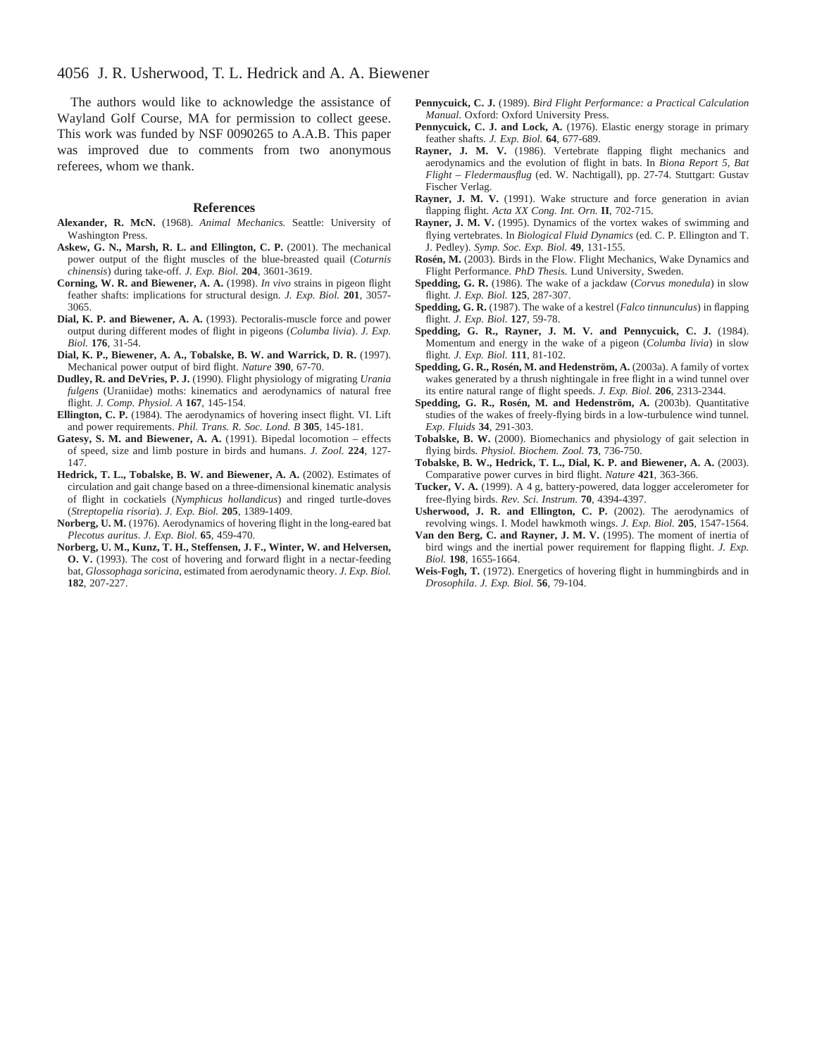The authors would like to acknowledge the assistance of Wayland Golf Course, MA for permission to collect geese. This work was funded by NSF 0090265 to A.A.B. This paper was improved due to comments from two anonymous referees, whom we thank.

## References

**Alexander, R. McN.** (1968). *Animal Mechanics.* Seattle: University of Washington Press.

**Askew, G. N., Marsh, R. L. and Ellington, C. P.** (2001). The mechanical power output of the flight muscles of the blue-breasted quail (*Coturnis chinensis*) during take-off. *J. Exp. Biol.* **204**, 3601-3619.

**Corning, W. R. and Biewener, A. A.** (1998). *In vivo* strains in pigeon flight feather shafts: implications for structural design. *J. Exp. Biol.* **201**, 3057-3065.

**Dial, K. P. and Biewener, A. A.** (1993). Pectoralis-muscle force and power output during different modes of flight in pigeons (*Columba livia*). *J. Exp. Biol.* **176**, 31-54.

**Dial, K. P., Biewener, A. A., Tobalske, B. W. and Warrick, D. R.** (1997). Mechanical power output of bird flight. *Nature* **390**, 67-70.

**Dudley, R. and DeVries, P. J.** (1990). Flight physiology of migrating *Urania fulgens* (Uraniidae) moths: kinematics and aerodynamics of natural free flight. *J. Comp. Physiol. A* **167**, 145-154.

**Ellington, C. P.** (1984). The aerodynamics of hovering insect flight. VI. Lift and power requirements. *Phil. Trans. R. Soc. Lond. B* **305**, 145-181.

**Gatesy, S. M. and Biewener, A. A.** (1991). Bipedal locomotion – effects of speed, size and limb posture in birds and humans. *J. Zool.* **224**, 127-147.

**Hedrick, T. L., Tobalske, B. W. and Biewener, A. A.** (2002). Estimates of circulation and gait change based on a three-dimensional kinematic analysis of flight in cockatiels (*Nymphicus hollandicus*) and ringed turtle-doves (*Streptopelia risoria*). *J. Exp. Biol.* **205**, 1389-1409.

**Norberg, U. M.** (1976). Aerodynamics of hovering flight in the long-eared bat *Plecotus auritus*. *J. Exp. Biol.* **65**, 459-470.

**Norberg, U. M., Kunz, T. H., Steffensen, J. F., Winter, W. and Helversen, O. V.** (1993). The cost of hovering and forward flight in a nectar-feeding bat, *Glossophaga soricina*, estimated from aerodynamic theory. *J. Exp. Biol.* **182**, 207-227.

**Pennycuick, C. J.** (1989). *Bird Flight Performance: a Practical Calculation Manual.* Oxford: Oxford University Press.

**Pennycuick, C. J. and Lock, A.** (1976). Elastic energy storage in primary feather shafts. *J. Exp. Biol.* **64**, 677-689.

**Rayner, J. M. V.** (1986). Vertebrate flapping flight mechanics and aerodynamics and the evolution of flight in bats. In *Biona Report 5, Bat Flight – Fledermausflug* (ed. W. Nachtigall), pp. 27-74. Stuttgart: Gustav Fischer Verlag.

**Rayner, J. M. V.** (1991). Wake structure and force generation in avian flapping flight. *Acta XX Cong. Int. Orn.* **II**, 702-715.

**Rayner, J. M. V.** (1995). Dynamics of the vortex wakes of swimming and flying vertebrates. In *Biological Fluid Dynamics* (ed. C. P. Ellington and T. J. Pedley). *Symp. Soc. Exp. Biol.* **49**, 131-155.

**Rosén, M.** (2003). Birds in the Flow. Flight Mechanics, Wake Dynamics and Flight Performance. *PhD Thesis*. Lund University, Sweden.

**Spedding, G. R.** (1986). The wake of a jackdaw (*Corvus monedula*) in slow flight. *J. Exp. Biol.* **125**, 287-307.

**Spedding, G. R.** (1987). The wake of a kestrel (*Falco tinnunculus*) in flapping flight. *J. Exp. Biol.* **127**, 59-78.

**Spedding, G. R., Rayner, J. M. V. and Pennycuick, C. J.** (1984). Momentum and energy in the wake of a pigeon (*Columba livia*) in slow flight. *J. Exp. Biol.* **111**, 81-102.

**Spedding, G. R., Rosén, M. and Hedenström, A.** (2003a). A family of vortex wakes generated by a thrush nightingale in free flight in a wind tunnel over its entire natural range of flight speeds. *J. Exp. Biol.* **206**, 2313-2344.

**Spedding, G. R., Rosén, M. and Hedenström, A.** (2003b). Quantitative studies of the wakes of freely-flying birds in a low-turbulence wind tunnel. *Exp. Fluids* **34**, 291-303.

**Tobalske, B. W.** (2000). Biomechanics and physiology of gait selection in flying birds. *Physiol. Biochem. Zool.* **73**, 736-750.

**Tobalske, B. W., Hedrick, T. L., Dial, K. P. and Biewener, A. A.** (2003). Comparative power curves in bird flight. *Nature* **421**, 363-366.

**Tucker, V. A.** (1999). A 4 g, battery-powered, data logger accelerometer for free-flying birds. *Rev. Sci. Instrum.* **70**, 4394-4397.

**Usherwood, J. R. and Ellington, C. P.** (2002). The aerodynamics of revolving wings. I. Model hawkmoth wings. *J. Exp. Biol.* **205**, 1547-1564.

**Van den Berg, C. and Rayner, J. M. V.** (1995). The moment of inertia of bird wings and the inertial power requirement for flapping flight. *J. Exp. Biol.* **198**, 1655-1664.

**Weis-Fogh, T.** (1972). Energetics of hovering flight in hummingbirds and in *Drosophila*. *J. Exp. Biol.* **56**, 79-104.